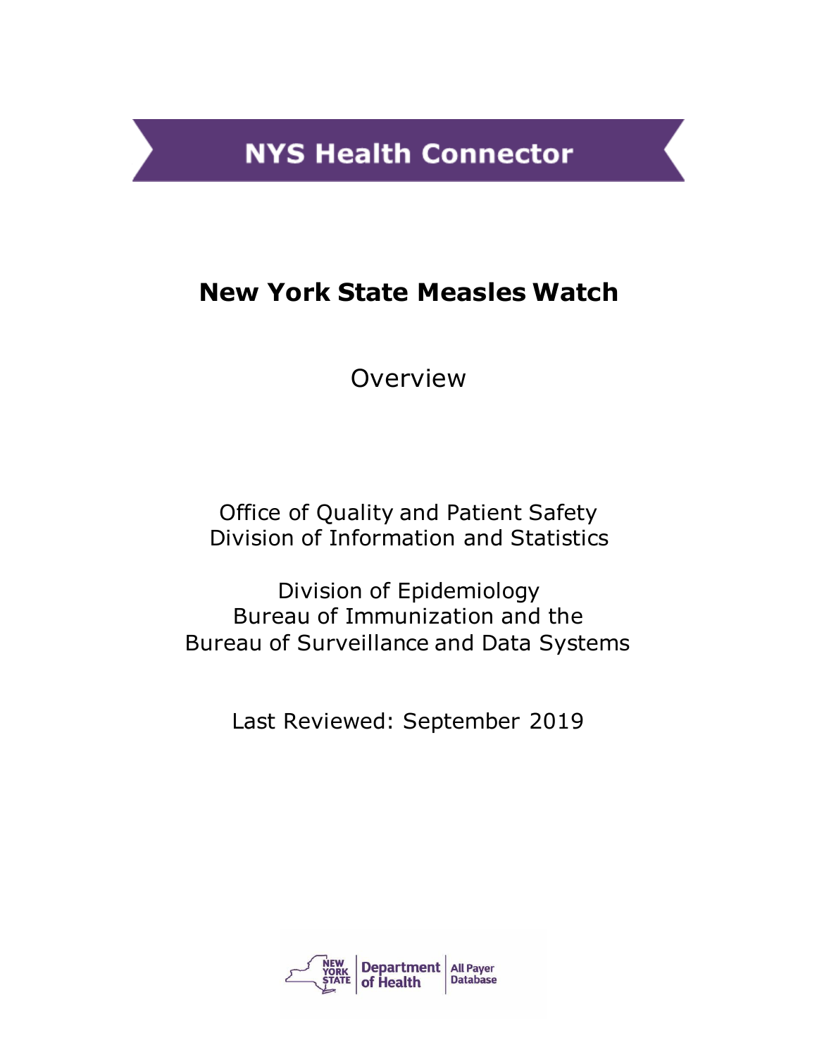NYS Health Connector

# New York State Measles Watch

Overview

Office of Quality and Patient Safety
Division of Information and Statistics

Division of Epidemiology
Bureau of Immunization and the
Bureau of Surveillance and Data Systems

Last Reviewed: September 2019

NEW YORK STATE | Department of Health | All Payer Database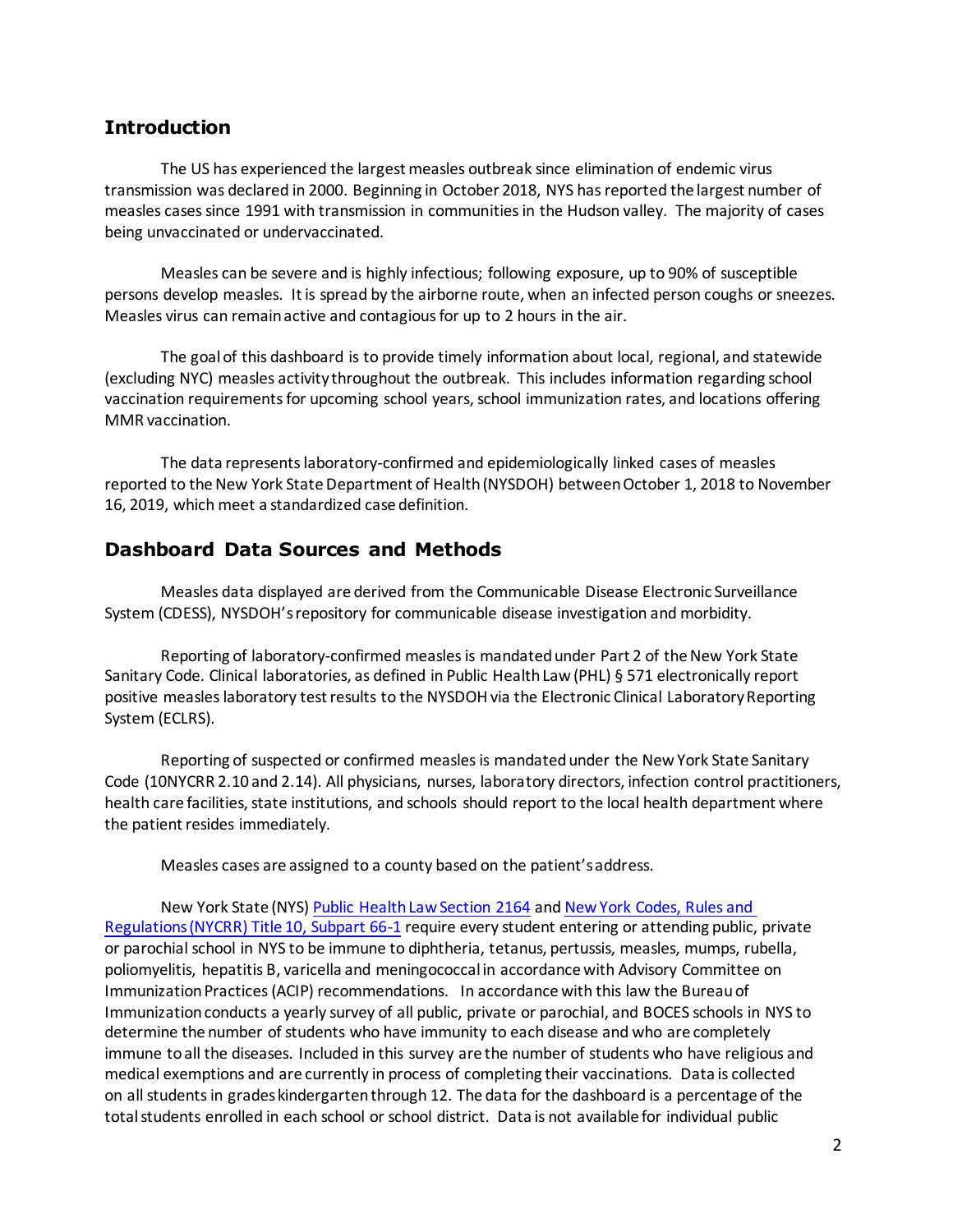## Introduction

The US has experienced the largest measles outbreak since elimination of endemic virus transmission was declared in 2000. Beginning in October 2018, NYS has reported the largest number of measles cases since 1991 with transmission in communities in the Hudson valley. The majority of cases being unvaccinated or undervaccinated.

Measles can be severe and is highly infectious; following exposure, up to 90% of susceptible persons develop measles. It is spread by the airborne route, when an infected person coughs or sneezes. Measles virus can remain active and contagious for up to 2 hours in the air.

The goal of this dashboard is to provide timely information about local, regional, and statewide (excluding NYC) measles activity throughout the outbreak. This includes information regarding school vaccination requirements for upcoming school years, school immunization rates, and locations offering MMR vaccination.

The data represents laboratory-confirmed and epidemiologically linked cases of measles reported to the New York State Department of Health (NYSDOH) between October 1, 2018 to November 16, 2019, which meet a standardized case definition.

## Dashboard Data Sources and Methods

Measles data displayed are derived from the Communicable Disease Electronic Surveillance System (CDESS), NYSDOH's repository for communicable disease investigation and morbidity.

Reporting of laboratory-confirmed measles is mandated under Part 2 of the New York State Sanitary Code. Clinical laboratories, as defined in Public Health Law (PHL) § 571 electronically report positive measles laboratory test results to the NYSDOH via the Electronic Clinical Laboratory Reporting System (ECLRS).

Reporting of suspected or confirmed measles is mandated under the New York State Sanitary Code (10NYCRR 2.10 and 2.14). All physicians, nurses, laboratory directors, infection control practitioners, health care facilities, state institutions, and schools should report to the local health department where the patient resides immediately.

Measles cases are assigned to a county based on the patient's address.

New York State (NYS) Public Health Law Section 2164 and New York Codes, Rules and Regulations (NYCRR) Title 10, Subpart 66-1 require every student entering or attending public, private or parochial school in NYS to be immune to diphtheria, tetanus, pertussis, measles, mumps, rubella, poliomyelitis, hepatitis B, varicella and meningococcal in accordance with Advisory Committee on Immunization Practices (ACIP) recommendations. In accordance with this law the Bureau of Immunization conducts a yearly survey of all public, private or parochial, and BOCES schools in NYS to determine the number of students who have immunity to each disease and who are completely immune to all the diseases. Included in this survey are the number of students who have religious and medical exemptions and are currently in process of completing their vaccinations. Data is collected on all students in grades kindergarten through 12. The data for the dashboard is a percentage of the total students enrolled in each school or school district. Data is not available for individual public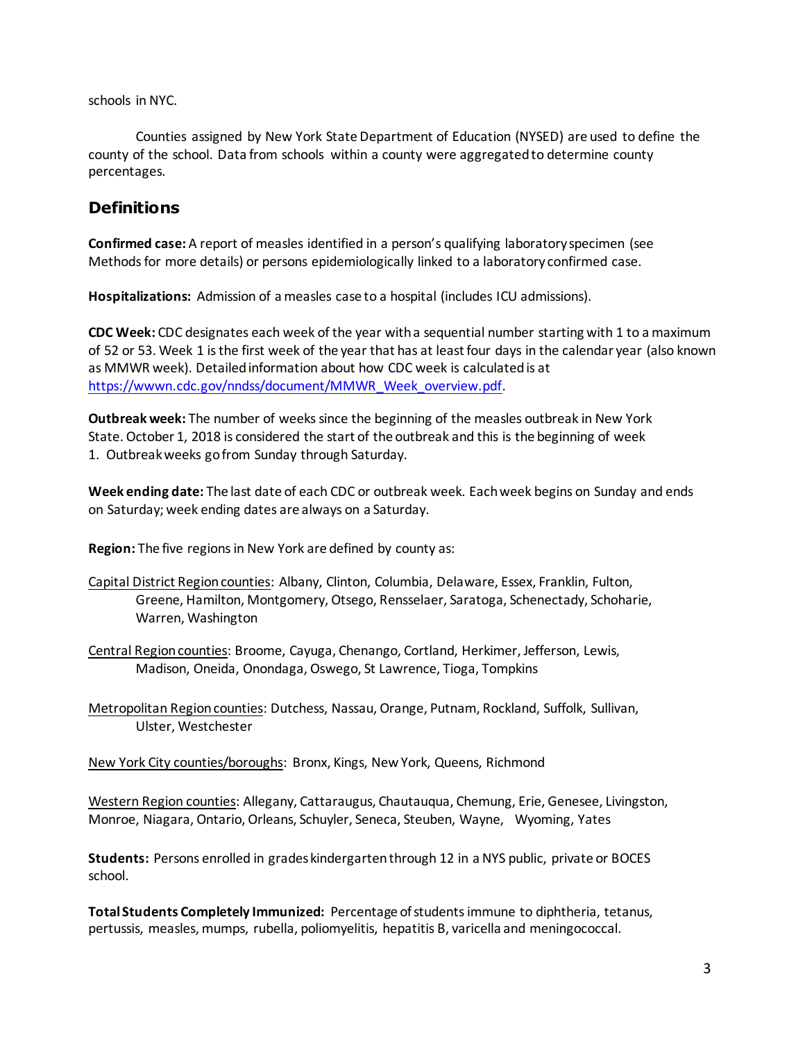schools in NYC.

Counties assigned by New York State Department of Education (NYSED) are used to define the county of the school. Data from schools within a county were aggregated to determine county percentages.

## Definitions

**Confirmed case:** A report of measles identified in a person's qualifying laboratory specimen (see Methods for more details) or persons epidemiologically linked to a laboratory confirmed case.

**Hospitalizations:** Admission of a measles case to a hospital (includes ICU admissions).

**CDC Week:** CDC designates each week of the year with a sequential number starting with 1 to a maximum of 52 or 53. Week 1 is the first week of the year that has at least four days in the calendar year (also known as MMWR week). Detailed information about how CDC week is calculated is at https://wwwn.cdc.gov/nndss/document/MMWR_Week_overview.pdf.

**Outbreak week:** The number of weeks since the beginning of the measles outbreak in New York State. October 1, 2018 is considered the start of the outbreak and this is the beginning of week 1. Outbreak weeks go from Sunday through Saturday.

**Week ending date:** The last date of each CDC or outbreak week. Each week begins on Sunday and ends on Saturday; week ending dates are always on a Saturday.

**Region:** The five regions in New York are defined by county as:

Capital District Region counties: Albany, Clinton, Columbia, Delaware, Essex, Franklin, Fulton, Greene, Hamilton, Montgomery, Otsego, Rensselaer, Saratoga, Schenectady, Schoharie, Warren, Washington

Central Region counties: Broome, Cayuga, Chenango, Cortland, Herkimer, Jefferson, Lewis, Madison, Oneida, Onondaga, Oswego, St Lawrence, Tioga, Tompkins

Metropolitan Region counties: Dutchess, Nassau, Orange, Putnam, Rockland, Suffolk, Sullivan, Ulster, Westchester

New York City counties/boroughs: Bronx, Kings, New York, Queens, Richmond

Western Region counties: Allegany, Cattaraugus, Chautauqua, Chemung, Erie, Genesee, Livingston, Monroe, Niagara, Ontario, Orleans, Schuyler, Seneca, Steuben, Wayne, Wyoming, Yates

**Students:** Persons enrolled in grades kindergarten through 12 in a NYS public, private or BOCES school.

**Total Students Completely Immunized:** Percentage of students immune to diphtheria, tetanus, pertussis, measles, mumps, rubella, poliomyelitis, hepatitis B, varicella and meningococcal.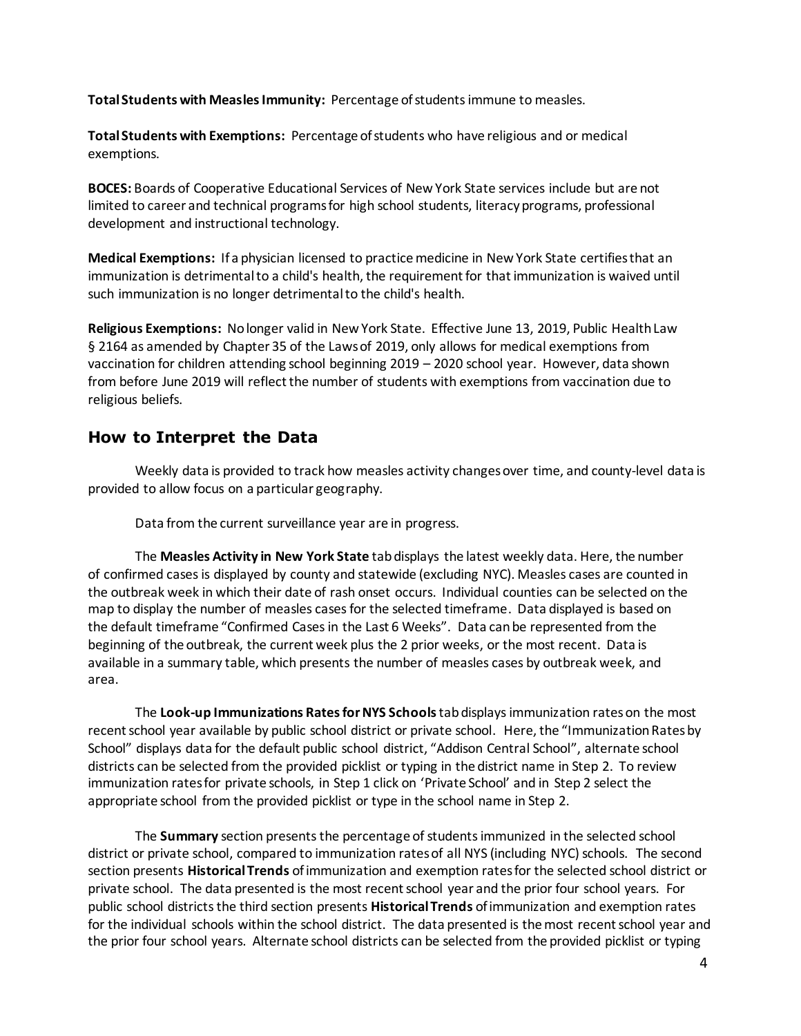**Total Students with Measles Immunity:** Percentage of students immune to measles.

**Total Students with Exemptions:** Percentage of students who have religious and or medical exemptions.

**BOCES:** Boards of Cooperative Educational Services of New York State services include but are not limited to career and technical programs for high school students, literacy programs, professional development and instructional technology.

**Medical Exemptions:** If a physician licensed to practice medicine in New York State certifies that an immunization is detrimental to a child's health, the requirement for that immunization is waived until such immunization is no longer detrimental to the child's health.

**Religious Exemptions:** No longer valid in New York State. Effective June 13, 2019, Public Health Law § 2164 as amended by Chapter 35 of the Laws of 2019, only allows for medical exemptions from vaccination for children attending school beginning 2019 – 2020 school year. However, data shown from before June 2019 will reflect the number of students with exemptions from vaccination due to religious beliefs.

## How to Interpret the Data

Weekly data is provided to track how measles activity changes over time, and county-level data is provided to allow focus on a particular geography.

Data from the current surveillance year are in progress.

The **Measles Activity in New York State** tab displays the latest weekly data. Here, the number of confirmed cases is displayed by county and statewide (excluding NYC). Measles cases are counted in the outbreak week in which their date of rash onset occurs. Individual counties can be selected on the map to display the number of measles cases for the selected timeframe. Data displayed is based on the default timeframe "Confirmed Cases in the Last 6 Weeks". Data can be represented from the beginning of the outbreak, the current week plus the 2 prior weeks, or the most recent. Data is available in a summary table, which presents the number of measles cases by outbreak week, and area.

The **Look-up Immunizations Rates for NYS Schools** tab displays immunization rates on the most recent school year available by public school district or private school. Here, the "Immunization Rates by School" displays data for the default public school district, "Addison Central School", alternate school districts can be selected from the provided picklist or typing in the district name in Step 2. To review immunization rates for private schools, in Step 1 click on 'Private School' and in Step 2 select the appropriate school from the provided picklist or type in the school name in Step 2.

The **Summary** section presents the percentage of students immunized in the selected school district or private school, compared to immunization rates of all NYS (including NYC) schools. The second section presents **Historical Trends** of immunization and exemption rates for the selected school district or private school. The data presented is the most recent school year and the prior four school years. For public school districts the third section presents **Historical Trends** of immunization and exemption rates for the individual schools within the school district. The data presented is the most recent school year and the prior four school years. Alternate school districts can be selected from the provided picklist or typing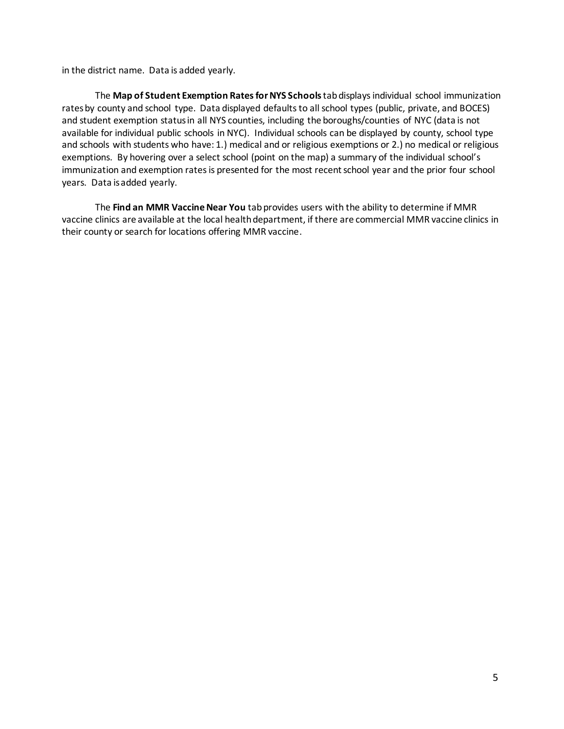in the district name. Data is added yearly.

The **Map of Student Exemption Rates for NYS Schools** tab displays individual school immunization rates by county and school type. Data displayed defaults to all school types (public, private, and BOCES) and student exemption status in all NYS counties, including the boroughs/counties of NYC (data is not available for individual public schools in NYC). Individual schools can be displayed by county, school type and schools with students who have: 1.) medical and or religious exemptions or 2.) no medical or religious exemptions. By hovering over a select school (point on the map) a summary of the individual school's immunization and exemption rates is presented for the most recent school year and the prior four school years. Data is added yearly.

The **Find an MMR Vaccine Near You** tab provides users with the ability to determine if MMR vaccine clinics are available at the local health department, if there are commercial MMR vaccine clinics in their county or search for locations offering MMR vaccine.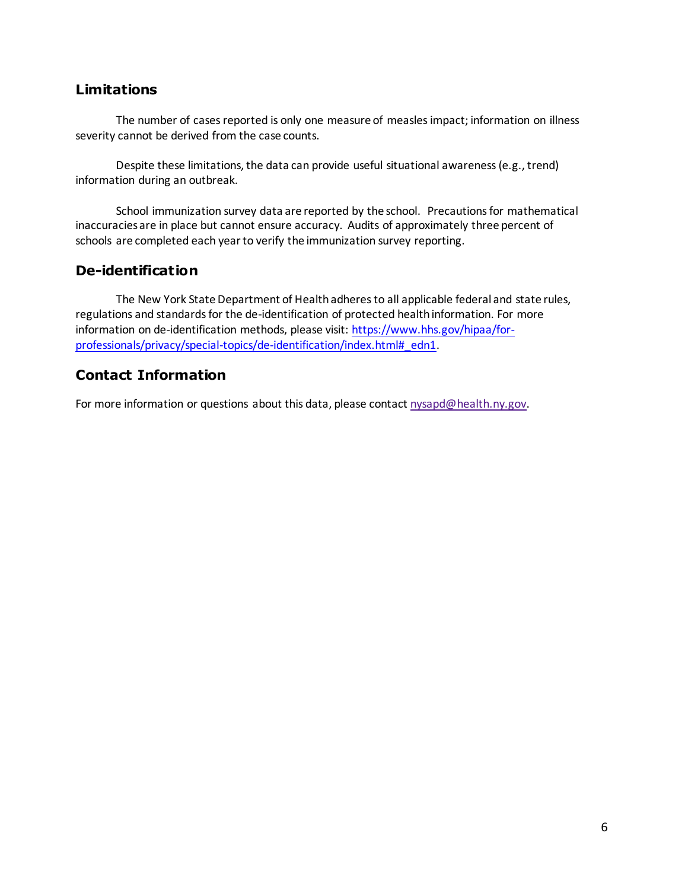## Limitations

The number of cases reported is only one measure of measles impact; information on illness severity cannot be derived from the case counts.

Despite these limitations, the data can provide useful situational awareness (e.g., trend) information during an outbreak.

School immunization survey data are reported by the school. Precautions for mathematical inaccuracies are in place but cannot ensure accuracy. Audits of approximately three percent of schools are completed each year to verify the immunization survey reporting.

## De-identification

The New York State Department of Health adheres to all applicable federal and state rules, regulations and standards for the de-identification of protected health information. For more information on de-identification methods, please visit: [https://www.hhs.gov/hipaa/for-professionals/privacy/special-topics/de-identification/index.html#_edn1](https://www.hhs.gov/hipaa/for-professionals/privacy/special-topics/de-identification/index.html#_edn1).

## Contact Information

For more information or questions about this data, please contact [nysapd@health.ny.gov](mailto:nysapd@health.ny.gov).